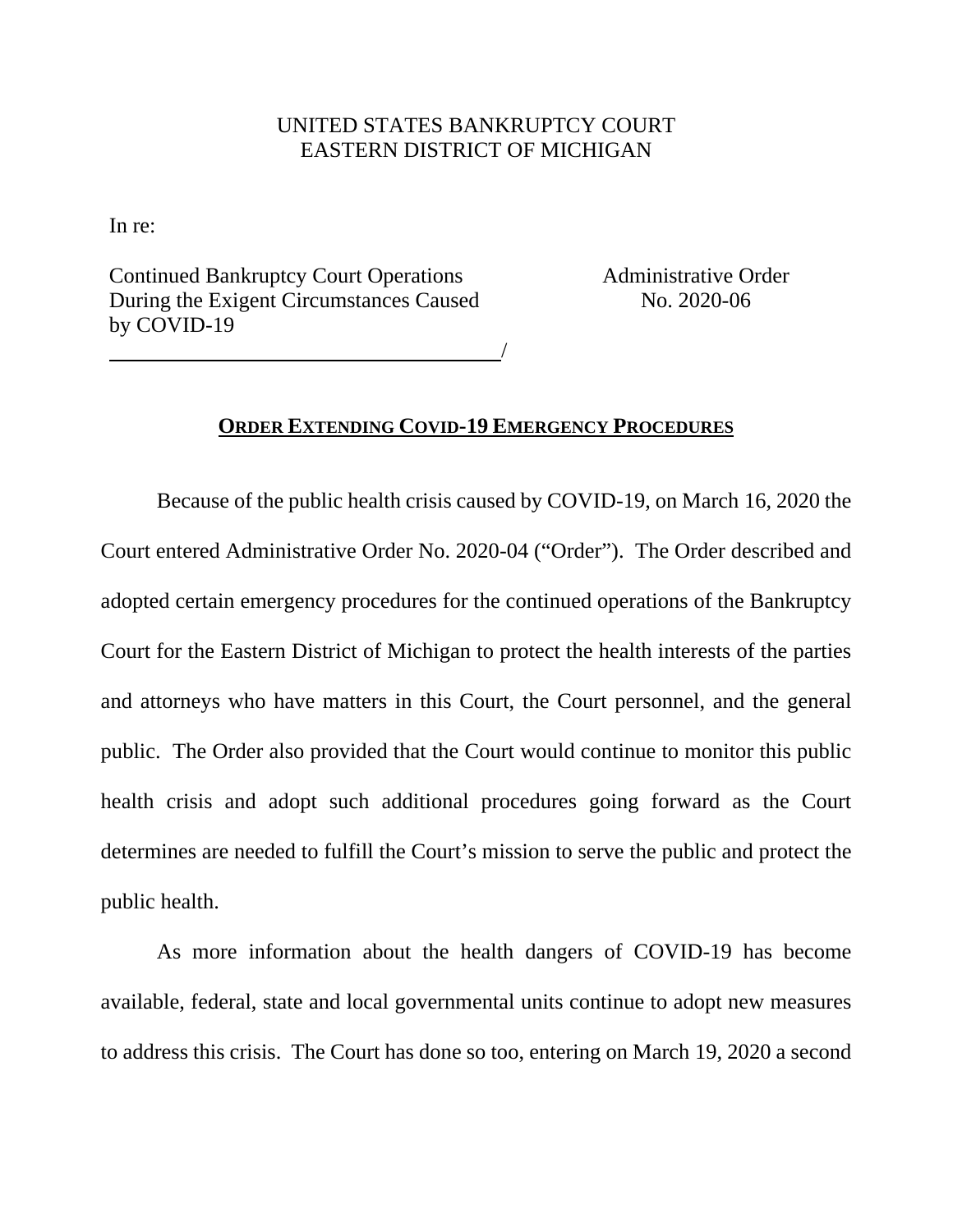UNITED STATES BANKRUPTCY COURT
EASTERN DISTRICT OF MICHIGAN

In re:

Continued Bankruptcy Court Operations During the Exigent Circumstances Caused by COVID-19
/

Administrative Order No. 2020-06

## ORDER EXTENDING COVID-19 EMERGENCY PROCEDURES

Because of the public health crisis caused by COVID-19, on March 16, 2020 the Court entered Administrative Order No. 2020-04 ("Order"). The Order described and adopted certain emergency procedures for the continued operations of the Bankruptcy Court for the Eastern District of Michigan to protect the health interests of the parties and attorneys who have matters in this Court, the Court personnel, and the general public. The Order also provided that the Court would continue to monitor this public health crisis and adopt such additional procedures going forward as the Court determines are needed to fulfill the Court's mission to serve the public and protect the public health.

As more information about the health dangers of COVID-19 has become available, federal, state and local governmental units continue to adopt new measures to address this crisis. The Court has done so too, entering on March 19, 2020 a second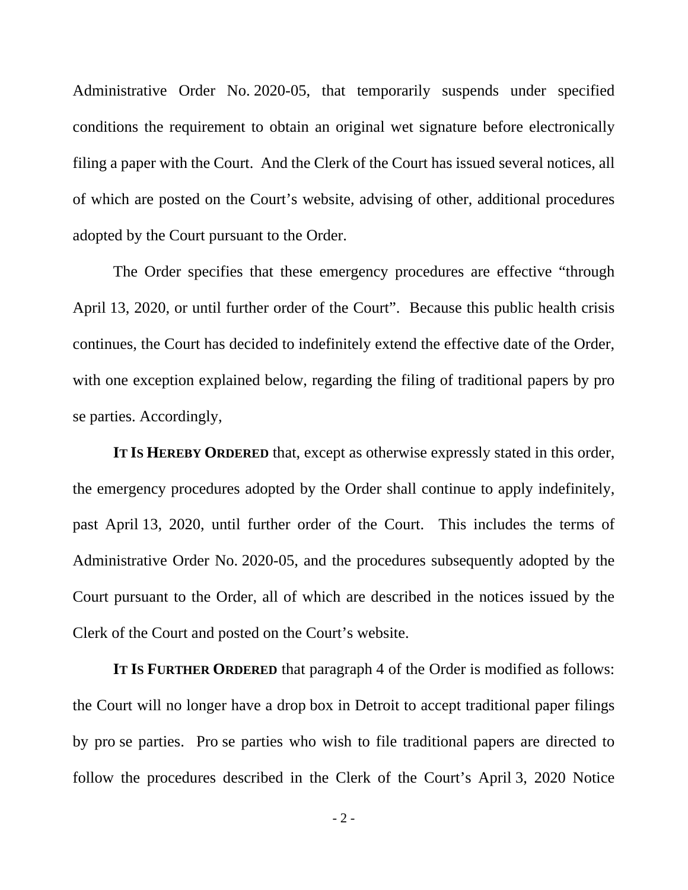Administrative Order No. 2020-05, that temporarily suspends under specified conditions the requirement to obtain an original wet signature before electronically filing a paper with the Court. And the Clerk of the Court has issued several notices, all of which are posted on the Court's website, advising of other, additional procedures adopted by the Court pursuant to the Order.

The Order specifies that these emergency procedures are effective "through April 13, 2020, or until further order of the Court". Because this public health crisis continues, the Court has decided to indefinitely extend the effective date of the Order, with one exception explained below, regarding the filing of traditional papers by pro se parties. Accordingly,

**IT IS HEREBY ORDERED** that, except as otherwise expressly stated in this order, the emergency procedures adopted by the Order shall continue to apply indefinitely, past April 13, 2020, until further order of the Court. This includes the terms of Administrative Order No. 2020-05, and the procedures subsequently adopted by the Court pursuant to the Order, all of which are described in the notices issued by the Clerk of the Court and posted on the Court's website.

**IT IS FURTHER ORDERED** that paragraph 4 of the Order is modified as follows: the Court will no longer have a drop box in Detroit to accept traditional paper filings by pro se parties. Pro se parties who wish to file traditional papers are directed to follow the procedures described in the Clerk of the Court's April 3, 2020 Notice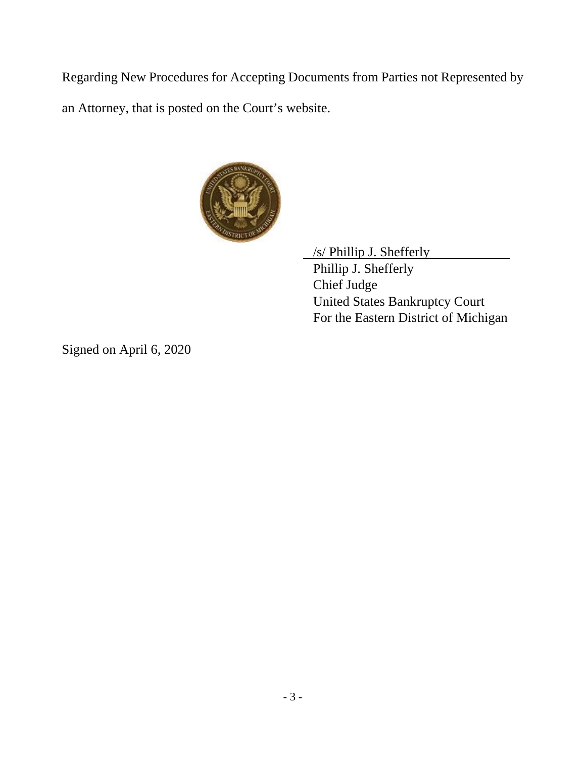Regarding New Procedures for Accepting Documents from Parties not Represented by an Attorney, that is posted on the Court's website.

/s/ Phillip J. Shefferly
Phillip J. Shefferly
Chief Judge
United States Bankruptcy Court
For the Eastern District of Michigan

Signed on April 6, 2020